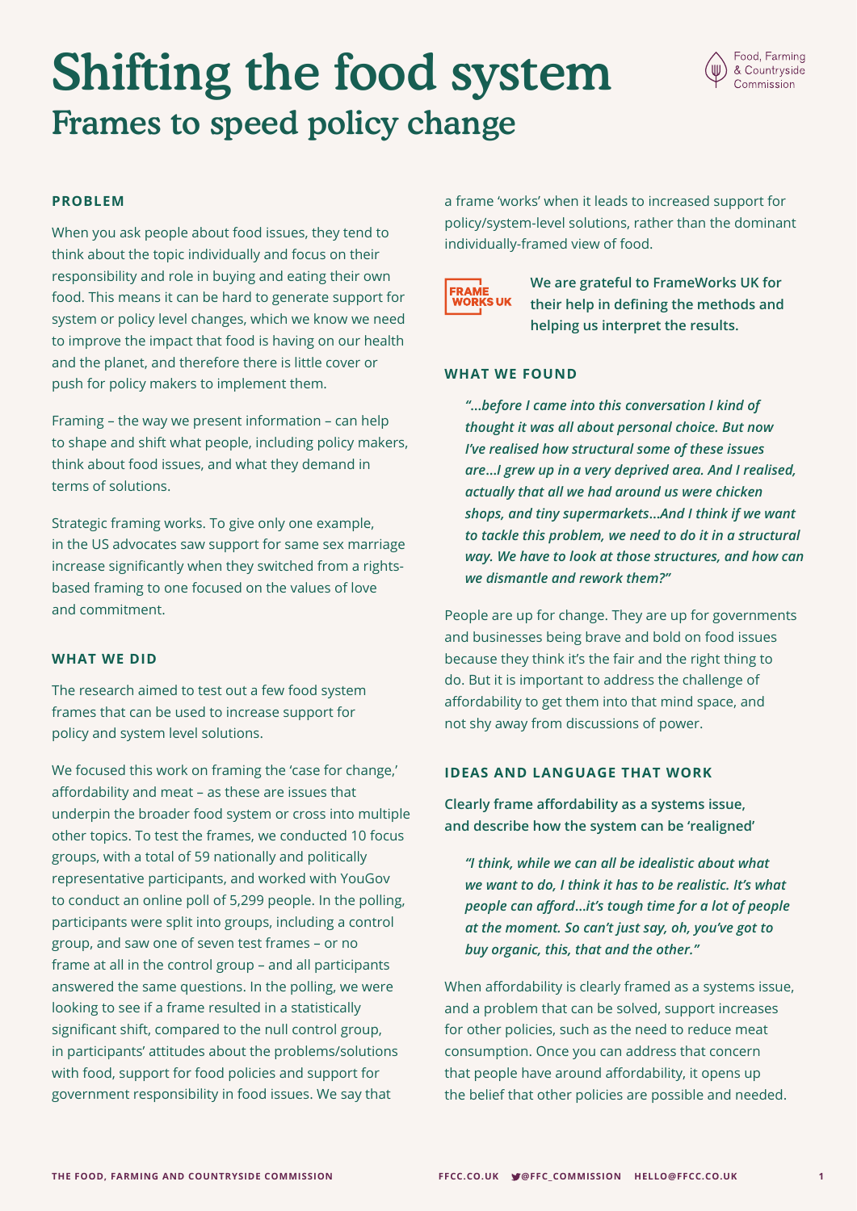# Shifting the food system

## Frames to speed policy change

### PROBLEM

When you ask people about food issues, they tend to think about the topic individually and focus on their responsibility and role in buying and eating their own food. This means it can be hard to generate support for system or policy level changes, which we know we need to improve the impact that food is having on our health and the planet, and therefore there is little cover or push for policy makers to implement them.

Framing – the way we present information – can help to shape and shift what people, including policy makers, think about food issues, and what they demand in terms of solutions.

Strategic framing works. To give only one example, in the US advocates saw support for same sex marriage increase significantly when they switched from a rights-based framing to one focused on the values of love and commitment.

### WHAT WE DID

The research aimed to test out a few food system frames that can be used to increase support for policy and system level solutions.

We focused this work on framing the 'case for change,' affordability and meat – as these are issues that underpin the broader food system or cross into multiple other topics. To test the frames, we conducted 10 focus groups, with a total of 59 nationally and politically representative participants, and worked with YouGov to conduct an online poll of 5,299 people. In the polling, participants were split into groups, including a control group, and saw one of seven test frames – or no frame at all in the control group – and all participants answered the same questions. In the polling, we were looking to see if a frame resulted in a statistically significant shift, compared to the null control group, in participants' attitudes about the problems/solutions with food, support for food policies and support for government responsibility in food issues. We say that a frame 'works' when it leads to increased support for policy/system-level solutions, rather than the dominant individually-framed view of food.

**We are grateful to FrameWorks UK for their help in defining the methods and helping us interpret the results.**

### WHAT WE FOUND

> ***"...before I came into this conversation I kind of thought it was all about personal choice. But now I've realised how structural some of these issues are...I grew up in a very deprived area. And I realised, actually that all we had around us were chicken shops, and tiny supermarkets...And I think if we want to tackle this problem, we need to do it in a structural way. We have to look at those structures, and how can we dismantle and rework them?"***

People are up for change. They are up for governments and businesses being brave and bold on food issues because they think it's the fair and the right thing to do. But it is important to address the challenge of affordability to get them into that mind space, and not shy away from discussions of power.

### IDEAS AND LANGUAGE THAT WORK

**Clearly frame affordability as a systems issue, and describe how the system can be 'realigned'**

> ***"I think, while we can all be idealistic about what we want to do, I think it has to be realistic. It's what people can afford...it's tough time for a lot of people at the moment. So can't just say, oh, you've got to buy organic, this, that and the other."***

When affordability is clearly framed as a systems issue, and a problem that can be solved, support increases for other policies, such as the need to reduce meat consumption. Once you can address that concern that people have around affordability, it opens up the belief that other policies are possible and needed.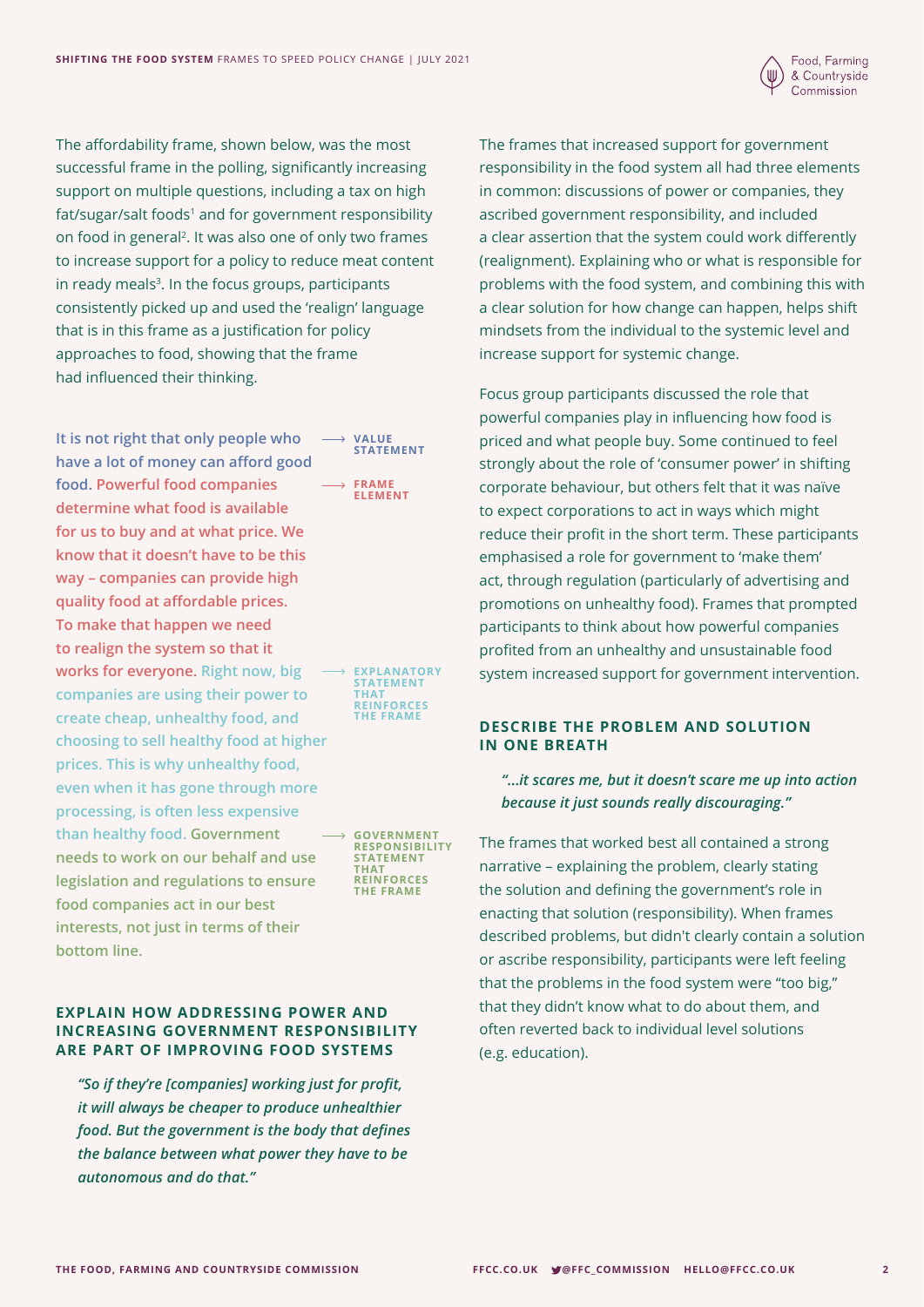The affordability frame, shown below, was the most successful frame in the polling, significantly increasing support on multiple questions, including a tax on high fat/sugar/salt foods[1] and for government responsibility on food in general[2]. It was also one of only two frames to increase support for a policy to reduce meat content in ready meals[3]. In the focus groups, participants consistently picked up and used the 'realign' language that is in this frame as a justification for policy approaches to food, showing that the frame had influenced their thinking.

**It is not right that only people who have a lot of money can afford good food.** → VALUE STATEMENT

**Powerful food companies determine what food is available for us to buy and at what price. We know that it doesn't have to be this way – companies can provide high quality food at affordable prices. To make that happen we need to realign the system so that it works for everyone.** → FRAME ELEMENT

**Right now, big companies are using their power to create cheap, unhealthy food, and choosing to sell healthy food at higher prices. This is why unhealthy food, even when it has gone through more processing, is often less expensive than healthy food.** → EXPLANATORY STATEMENT THAT REINFORCES THE FRAME

**Government needs to work on our behalf and use legislation and regulations to ensure food companies act in our best interests, not just in terms of their bottom line.** → GOVERNMENT RESPONSIBILITY STATEMENT THAT REINFORCES THE FRAME

## EXPLAIN HOW ADDRESSING POWER AND INCREASING GOVERNMENT RESPONSIBILITY ARE PART OF IMPROVING FOOD SYSTEMS

> ***"So if they're [companies] working just for profit, it will always be cheaper to produce unhealthier food. But the government is the body that defines the balance between what power they have to be autonomous and do that."***

The frames that increased support for government responsibility in the food system all had three elements in common: discussions of power or companies, they ascribed government responsibility, and included a clear assertion that the system could work differently (realignment). Explaining who or what is responsible for problems with the food system, and combining this with a clear solution for how change can happen, helps shift mindsets from the individual to the systemic level and increase support for systemic change.

Focus group participants discussed the role that powerful companies play in influencing how food is priced and what people buy. Some continued to feel strongly about the role of 'consumer power' in shifting corporate behaviour, but others felt that it was naïve to expect corporations to act in ways which might reduce their profit in the short term. These participants emphasised a role for government to 'make them' act, through regulation (particularly of advertising and promotions on unhealthy food). Frames that prompted participants to think about how powerful companies profited from an unhealthy and unsustainable food system increased support for government intervention.

## DESCRIBE THE PROBLEM AND SOLUTION IN ONE BREATH

> ***"…it scares me, but it doesn't scare me up into action because it just sounds really discouraging."***

The frames that worked best all contained a strong narrative – explaining the problem, clearly stating the solution and defining the government's role in enacting that solution (responsibility). When frames described problems, but didn't clearly contain a solution or ascribe responsibility, participants were left feeling that the problems in the food system were "too big," that they didn't know what to do about them, and often reverted back to individual level solutions (e.g. education).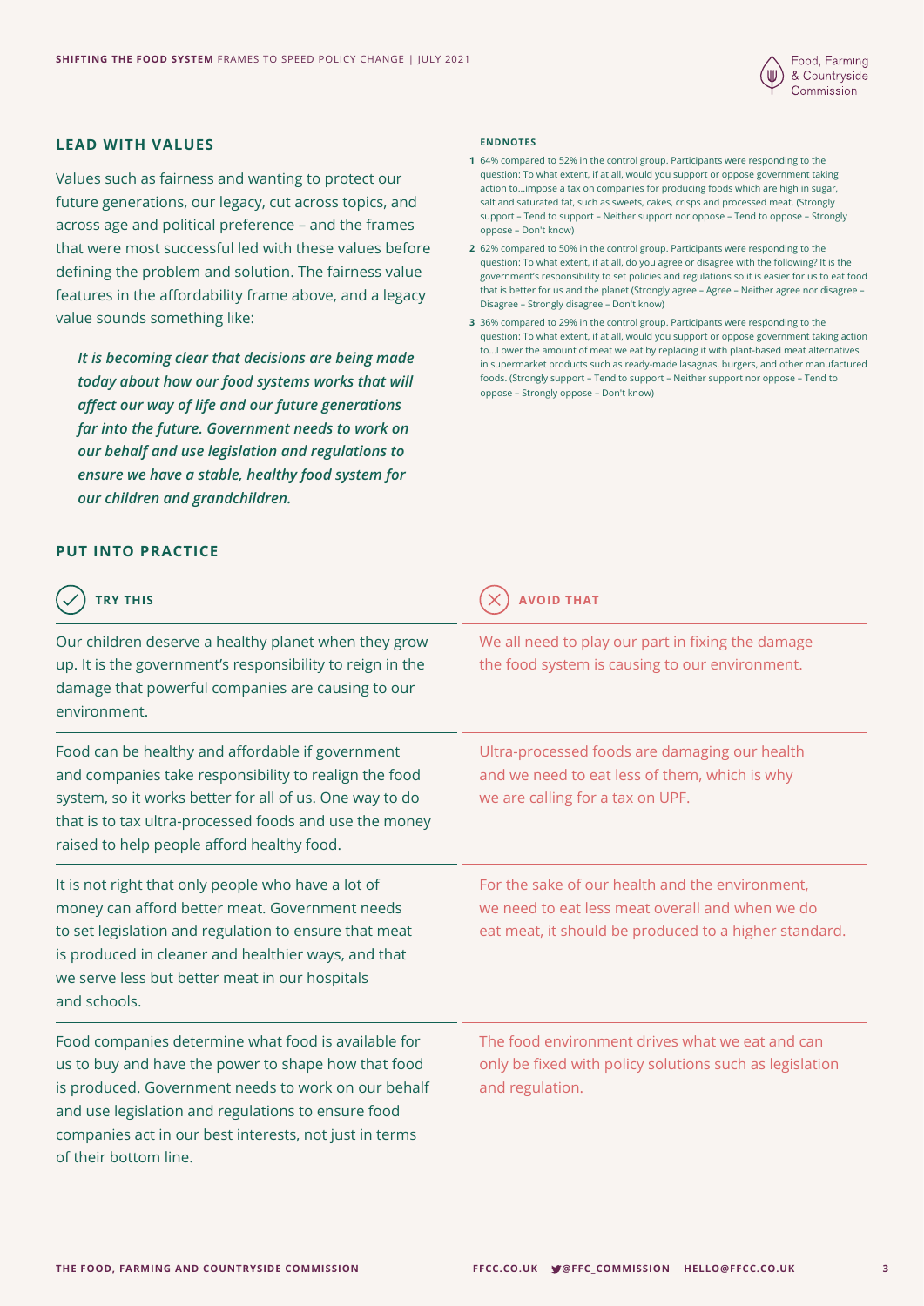## LEAD WITH VALUES

Values such as fairness and wanting to protect our future generations, our legacy, cut across topics, and across age and political preference – and the frames that were most successful led with these values before defining the problem and solution. The fairness value features in the affordability frame above, and a legacy value sounds something like:

> ***It is becoming clear that decisions are being made today about how our food systems works that will affect our way of life and our future generations far into the future. Government needs to work on our behalf and use legislation and regulations to ensure we have a stable, healthy food system for our children and grandchildren.***

## PUT INTO PRACTICE

| TRY THIS | AVOID THAT |
| --- | --- |
| Our children deserve a healthy planet when they grow up. It is the government's responsibility to reign in the damage that powerful companies are causing to our environment. | We all need to play our part in fixing the damage the food system is causing to our environment. |
| Food can be healthy and affordable if government and companies take responsibility to realign the food system, so it works better for all of us. One way to do that is to tax ultra-processed foods and use the money raised to help people afford healthy food. | Ultra-processed foods are damaging our health and we need to eat less of them, which is why we are calling for a tax on UPF. |
| It is not right that only people who have a lot of money can afford better meat. Government needs to set legislation and regulation to ensure that meat is produced in cleaner and healthier ways, and that we serve less but better meat in our hospitals and schools. | For the sake of our health and the environment, we need to eat less meat overall and when we do eat meat, it should be produced to a higher standard. |
| Food companies determine what food is available for us to buy and have the power to shape how that food is produced. Government needs to work on our behalf and use legislation and regulations to ensure food companies act in our best interests, not just in terms of their bottom line. | The food environment drives what we eat and can only be fixed with policy solutions such as legislation and regulation. |

### ENDNOTES

1. 64% compared to 52% in the control group. Participants were responding to the question: To what extent, if at all, would you support or oppose government taking action to...impose a tax on companies for producing foods which are high in sugar, salt and saturated fat, such as sweets, cakes, crisps and processed meat. (Strongly support – Tend to support – Neither support nor oppose – Tend to oppose – Strongly oppose – Don't know)
2. 62% compared to 50% in the control group. Participants were responding to the question: To what extent, if at all, do you agree or disagree with the following? It is the government's responsibility to set policies and regulations so it is easier for us to eat food that is better for us and the planet (Strongly agree – Agree – Neither agree nor disagree – Disagree – Strongly disagree – Don't know)
3. 36% compared to 29% in the control group. Participants were responding to the question: To what extent, if at all, would you support or oppose government taking action to...Lower the amount of meat we eat by replacing it with plant-based meat alternatives in supermarket products such as ready-made lasagnas, burgers, and other manufactured foods. (Strongly support – Tend to support – Neither support nor oppose – Tend to oppose – Strongly oppose – Don't know)